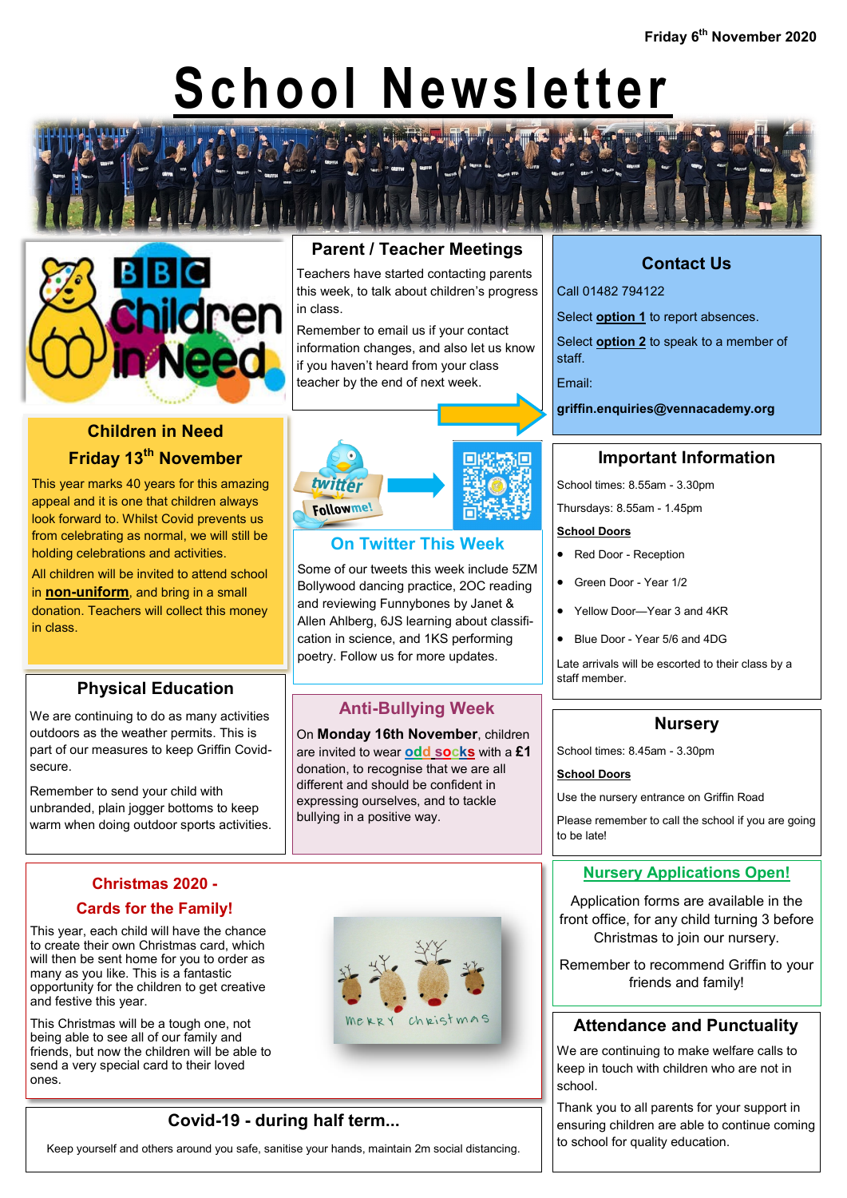Friday 6th November 2020

# School Newsletter

## Children in Need

## Friday 13th November

This year marks 40 years for this amazing appeal and it is one that children always look forward to. Whilst Covid prevents us from celebrating as normal, we will still be holding celebrations and activities.

All children will be invited to attend school in **non-uniform**, and bring in a small donation. Teachers will collect this money in class.

## Physical Education

We are continuing to do as many activities outdoors as the weather permits. This is part of our measures to keep Griffin Covid-secure.

Remember to send your child with unbranded, plain jogger bottoms to keep warm when doing outdoor sports activities.

## Parent / Teacher Meetings

Teachers have started contacting parents this week, to talk about children's progress in class.

Remember to email us if your contact information changes, and also let us know if you haven't heard from your class teacher by the end of next week.

## On Twitter This Week

Some of our tweets this week include 5ZM Bollywood dancing practice, 2OC reading and reviewing Funnybones by Janet & Allen Ahlberg, 6JS learning about classification in science, and 1KS performing poetry. Follow us for more updates.

## Anti-Bullying Week

On **Monday 16th November**, children are invited to wear **odd socks** with a **£1** donation, to recognise that we are all different and should be confident in expressing ourselves, and to tackle bullying in a positive way.

## Contact Us

Call 01482 794122

Select **option 1** to report absences.

Select **option 2** to speak to a member of staff.

Email:

**griffin.enquiries@vennacademy.org**

## Important Information

School times: 8.55am - 3.30pm

Thursdays: 8.55am - 1.45pm

**School Doors**

- Red Door - Reception
- Green Door - Year 1/2
- Yellow Door—Year 3 and 4KR
- Blue Door - Year 5/6 and 4DG

Late arrivals will be escorted to their class by a staff member.

## Nursery

School times: 8.45am - 3.30pm

**School Doors**

Use the nursery entrance on Griffin Road

Please remember to call the school if you are going to be late!

## Nursery Applications Open!

Application forms are available in the front office, for any child turning 3 before Christmas to join our nursery.

Remember to recommend Griffin to your friends and family!

## Christmas 2020 - Cards for the Family!

This year, each child will have the chance to create their own Christmas card, which will then be sent home for you to order as many as you like. This is a fantastic opportunity for the children to get creative and festive this year.

This Christmas will be a tough one, not being able to see all of our family and friends, but now the children will be able to send a very special card to their loved ones.

## Attendance and Punctuality

We are continuing to make welfare calls to keep in touch with children who are not in school.

Thank you to all parents for your support in ensuring children are able to continue coming to school for quality education.

## Covid-19 - during half term...

Keep yourself and others around you safe, sanitise your hands, maintain 2m social distancing.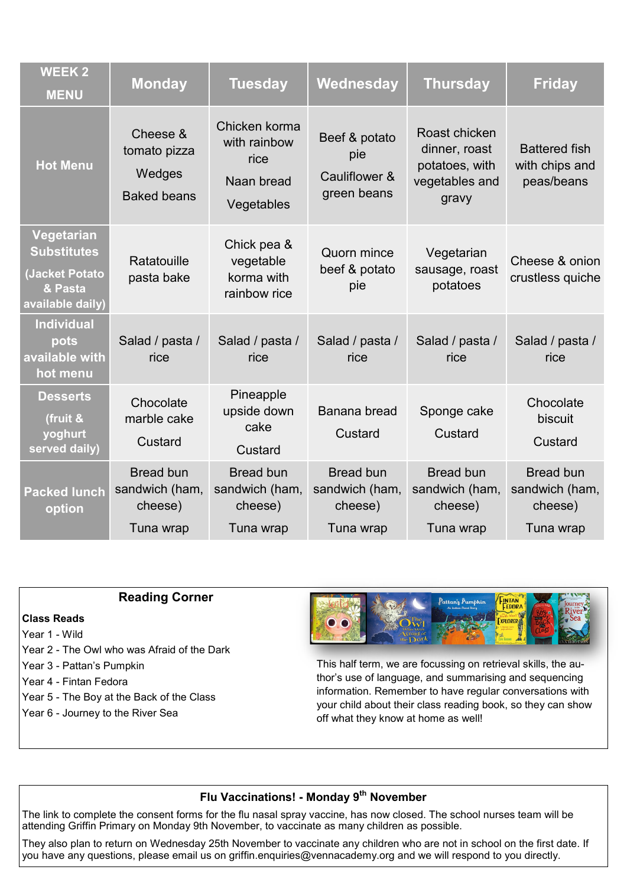| WEEK 2 MENU | Monday | Tuesday | Wednesday | Thursday | Friday |
|---|---|---|---|---|---|
| **Hot Menu** | Cheese & tomato pizza<br>Wedges<br>Baked beans | Chicken korma with rainbow rice<br>Naan bread<br>Vegetables | Beef & potato pie<br>Cauliflower & green beans | Roast chicken dinner, roast potatoes, with vegetables and gravy | Battered fish with chips and peas/beans |
| **Vegetarian Substitutes (Jacket Potato & Pasta available daily)** | Ratatouille pasta bake | Chick pea & vegetable korma with rainbow rice | Quorn mince beef & potato pie | Vegetarian sausage, roast potatoes | Cheese & onion crustless quiche |
| **Individual pots available with hot menu** | Salad / pasta / rice | Salad / pasta / rice | Salad / pasta / rice | Salad / pasta / rice | Salad / pasta / rice |
| **Desserts (fruit & yoghurt served daily)** | Chocolate marble cake<br>Custard | Pineapple upside down cake<br>Custard | Banana bread<br>Custard | Sponge cake<br>Custard | Chocolate biscuit<br>Custard |
| **Packed lunch option** | Bread bun sandwich (ham, cheese)<br>Tuna wrap | Bread bun sandwich (ham, cheese)<br>Tuna wrap | Bread bun sandwich (ham, cheese)<br>Tuna wrap | Bread bun sandwich (ham, cheese)<br>Tuna wrap | Bread bun sandwich (ham, cheese)<br>Tuna wrap |

## Reading Corner

**Class Reads**

Year 1 - Wild

Year 2 - The Owl who was Afraid of the Dark

Year 3 - Pattan's Pumpkin

Year 4 - Fintan Fedora

Year 5 - The Boy at the Back of the Class

Year 6 - Journey to the River Sea

This half term, we are focussing on retrieval skills, the author's use of language, and summarising and sequencing information. Remember to have regular conversations with your child about their class reading book, so they can show off what they know at home as well!

## Flu Vaccinations! - Monday 9th November

The link to complete the consent forms for the flu nasal spray vaccine, has now closed. The school nurses team will be attending Griffin Primary on Monday 9th November, to vaccinate as many children as possible.

They also plan to return on Wednesday 25th November to vaccinate any children who are not in school on the first date. If you have any questions, please email us on griffin.enquiries@vennacademy.org and we will respond to you directly.